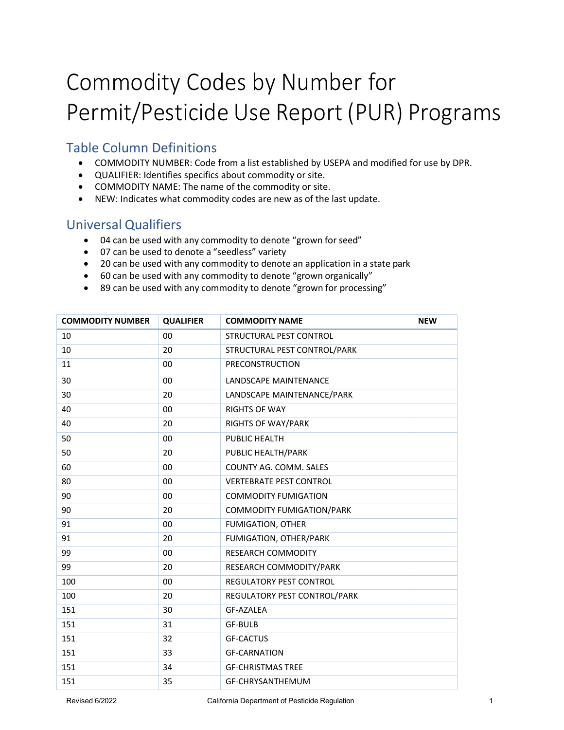# Commodity Codes by Number for Permit/Pesticide Use Report (PUR) Programs

## Table Column Definitions

- COMMODITY NUMBER: Code from a list established by USEPA and modified for use by DPR.
- QUALIFIER: Identifies specifics about commodity or site.
- COMMODITY NAME: The name of the commodity or site.
- NEW: Indicates what commodity codes are new as of the last update.

## Universal Qualifiers

- 04 can be used with any commodity to denote “grown for seed”
- 07 can be used to denote a “seedless” variety
- 20 can be used with any commodity to denote an application in a state park
- 60 can be used with any commodity to denote “grown organically”
- 89 can be used with any commodity to denote “grown for processing”

| COMMODITY NUMBER | QUALIFIER | COMMODITY NAME | NEW |
|---|---|---|---|
| 10 | 00 | STRUCTURAL PEST CONTROL | |
| 10 | 20 | STRUCTURAL PEST CONTROL/PARK | |
| 11 | 00 | PRECONSTRUCTION | |
| 30 | 00 | LANDSCAPE MAINTENANCE | |
| 30 | 20 | LANDSCAPE MAINTENANCE/PARK | |
| 40 | 00 | RIGHTS OF WAY | |
| 40 | 20 | RIGHTS OF WAY/PARK | |
| 50 | 00 | PUBLIC HEALTH | |
| 50 | 20 | PUBLIC HEALTH/PARK | |
| 60 | 00 | COUNTY AG. COMM. SALES | |
| 80 | 00 | VERTEBRATE PEST CONTROL | |
| 90 | 00 | COMMODITY FUMIGATION | |
| 90 | 20 | COMMODITY FUMIGATION/PARK | |
| 91 | 00 | FUMIGATION, OTHER | |
| 91 | 20 | FUMIGATION, OTHER/PARK | |
| 99 | 00 | RESEARCH COMMODITY | |
| 99 | 20 | RESEARCH COMMODITY/PARK | |
| 100 | 00 | REGULATORY PEST CONTROL | |
| 100 | 20 | REGULATORY PEST CONTROL/PARK | |
| 151 | 30 | GF-AZALEA | |
| 151 | 31 | GF-BULB | |
| 151 | 32 | GF-CACTUS | |
| 151 | 33 | GF-CARNATION | |
| 151 | 34 | GF-CHRISTMAS TREE | |
| 151 | 35 | GF-CHRYSANTHEMUM | |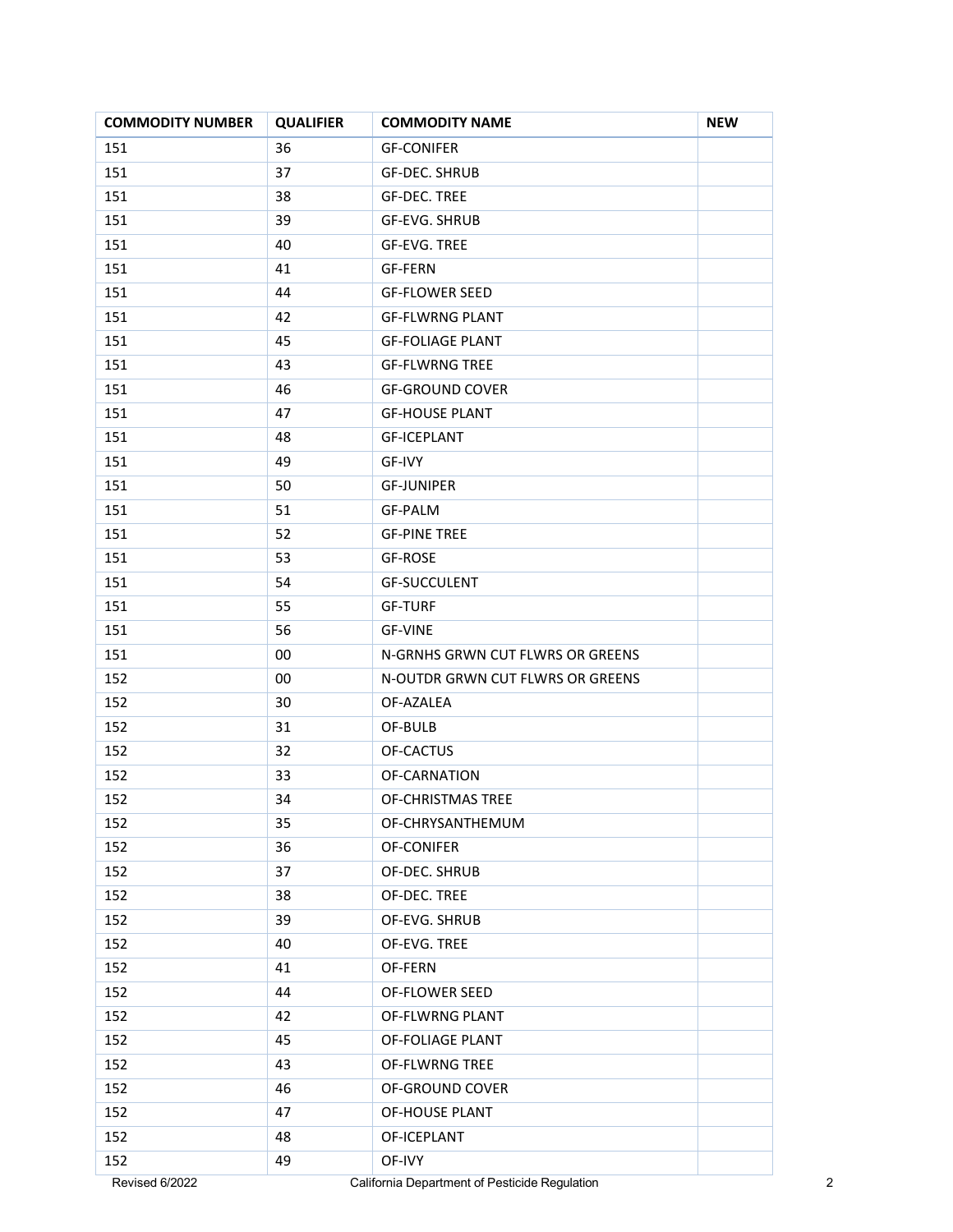| COMMODITY NUMBER | QUALIFIER | COMMODITY NAME | NEW |
| --- | --- | --- | --- |
| 151 | 36 | GF-CONIFER | |
| 151 | 37 | GF-DEC. SHRUB | |
| 151 | 38 | GF-DEC. TREE | |
| 151 | 39 | GF-EVG. SHRUB | |
| 151 | 40 | GF-EVG. TREE | |
| 151 | 41 | GF-FERN | |
| 151 | 44 | GF-FLOWER SEED | |
| 151 | 42 | GF-FLWRNG PLANT | |
| 151 | 45 | GF-FOLIAGE PLANT | |
| 151 | 43 | GF-FLWRNG TREE | |
| 151 | 46 | GF-GROUND COVER | |
| 151 | 47 | GF-HOUSE PLANT | |
| 151 | 48 | GF-ICEPLANT | |
| 151 | 49 | GF-IVY | |
| 151 | 50 | GF-JUNIPER | |
| 151 | 51 | GF-PALM | |
| 151 | 52 | GF-PINE TREE | |
| 151 | 53 | GF-ROSE | |
| 151 | 54 | GF-SUCCULENT | |
| 151 | 55 | GF-TURF | |
| 151 | 56 | GF-VINE | |
| 151 | 00 | N-GRNHS GRWN CUT FLWRS OR GREENS | |
| 152 | 00 | N-OUTDR GRWN CUT FLWRS OR GREENS | |
| 152 | 30 | OF-AZALEA | |
| 152 | 31 | OF-BULB | |
| 152 | 32 | OF-CACTUS | |
| 152 | 33 | OF-CARNATION | |
| 152 | 34 | OF-CHRISTMAS TREE | |
| 152 | 35 | OF-CHRYSANTHEMUM | |
| 152 | 36 | OF-CONIFER | |
| 152 | 37 | OF-DEC. SHRUB | |
| 152 | 38 | OF-DEC. TREE | |
| 152 | 39 | OF-EVG. SHRUB | |
| 152 | 40 | OF-EVG. TREE | |
| 152 | 41 | OF-FERN | |
| 152 | 44 | OF-FLOWER SEED | |
| 152 | 42 | OF-FLWRNG PLANT | |
| 152 | 45 | OF-FOLIAGE PLANT | |
| 152 | 43 | OF-FLWRNG TREE | |
| 152 | 46 | OF-GROUND COVER | |
| 152 | 47 | OF-HOUSE PLANT | |
| 152 | 48 | OF-ICEPLANT | |
| 152 | 49 | OF-IVY | |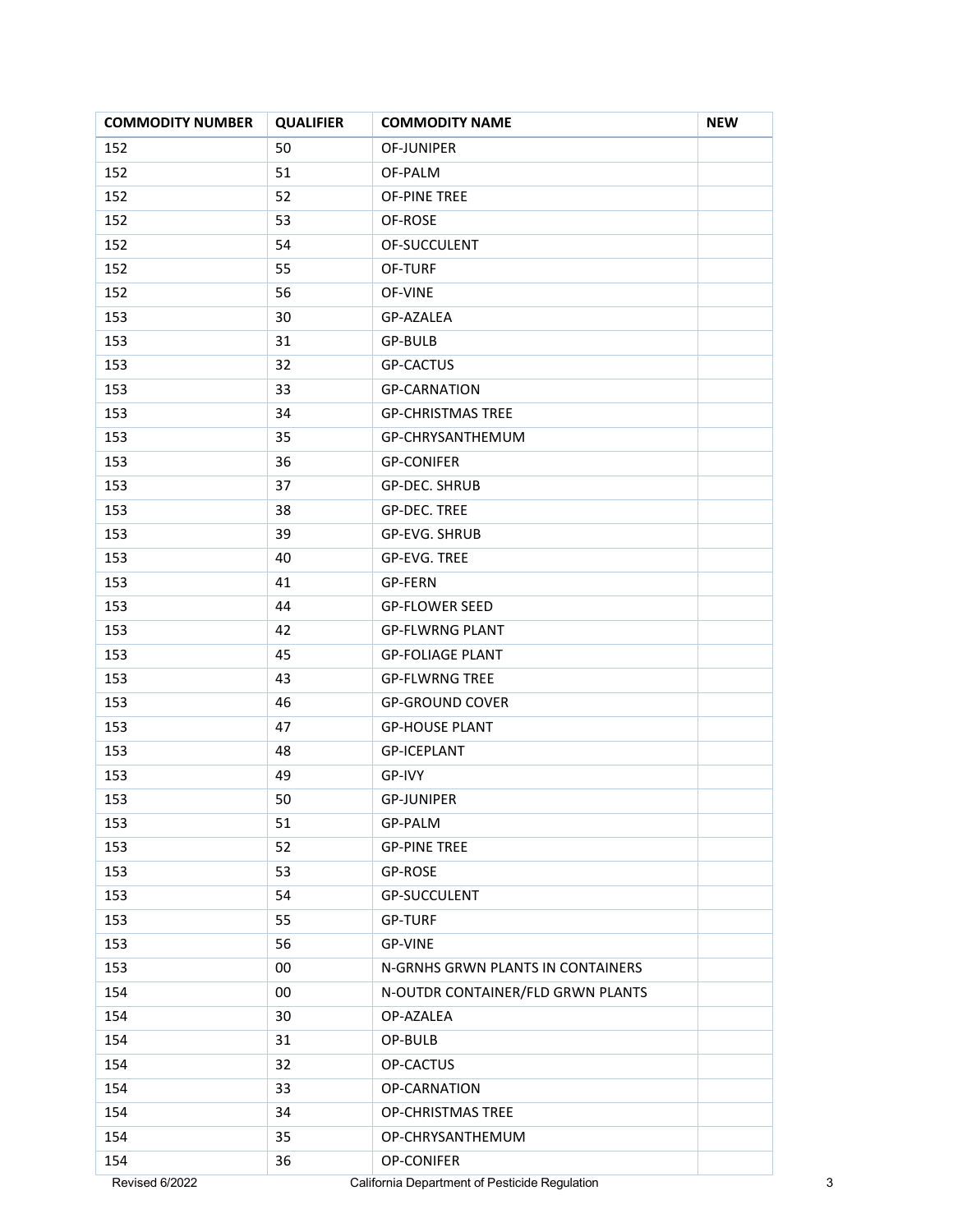| COMMODITY NUMBER | QUALIFIER | COMMODITY NAME | NEW |
|---|---|---|---|
| 152 | 50 | OF-JUNIPER | |
| 152 | 51 | OF-PALM | |
| 152 | 52 | OF-PINE TREE | |
| 152 | 53 | OF-ROSE | |
| 152 | 54 | OF-SUCCULENT | |
| 152 | 55 | OF-TURF | |
| 152 | 56 | OF-VINE | |
| 153 | 30 | GP-AZALEA | |
| 153 | 31 | GP-BULB | |
| 153 | 32 | GP-CACTUS | |
| 153 | 33 | GP-CARNATION | |
| 153 | 34 | GP-CHRISTMAS TREE | |
| 153 | 35 | GP-CHRYSANTHEMUM | |
| 153 | 36 | GP-CONIFER | |
| 153 | 37 | GP-DEC. SHRUB | |
| 153 | 38 | GP-DEC. TREE | |
| 153 | 39 | GP-EVG. SHRUB | |
| 153 | 40 | GP-EVG. TREE | |
| 153 | 41 | GP-FERN | |
| 153 | 44 | GP-FLOWER SEED | |
| 153 | 42 | GP-FLWRNG PLANT | |
| 153 | 45 | GP-FOLIAGE PLANT | |
| 153 | 43 | GP-FLWRNG TREE | |
| 153 | 46 | GP-GROUND COVER | |
| 153 | 47 | GP-HOUSE PLANT | |
| 153 | 48 | GP-ICEPLANT | |
| 153 | 49 | GP-IVY | |
| 153 | 50 | GP-JUNIPER | |
| 153 | 51 | GP-PALM | |
| 153 | 52 | GP-PINE TREE | |
| 153 | 53 | GP-ROSE | |
| 153 | 54 | GP-SUCCULENT | |
| 153 | 55 | GP-TURF | |
| 153 | 56 | GP-VINE | |
| 153 | 00 | N-GRNHS GRWN PLANTS IN CONTAINERS | |
| 154 | 00 | N-OUTDR CONTAINER/FLD GRWN PLANTS | |
| 154 | 30 | OP-AZALEA | |
| 154 | 31 | OP-BULB | |
| 154 | 32 | OP-CACTUS | |
| 154 | 33 | OP-CARNATION | |
| 154 | 34 | OP-CHRISTMAS TREE | |
| 154 | 35 | OP-CHRYSANTHEMUM | |
| 154 | 36 | OP-CONIFER | |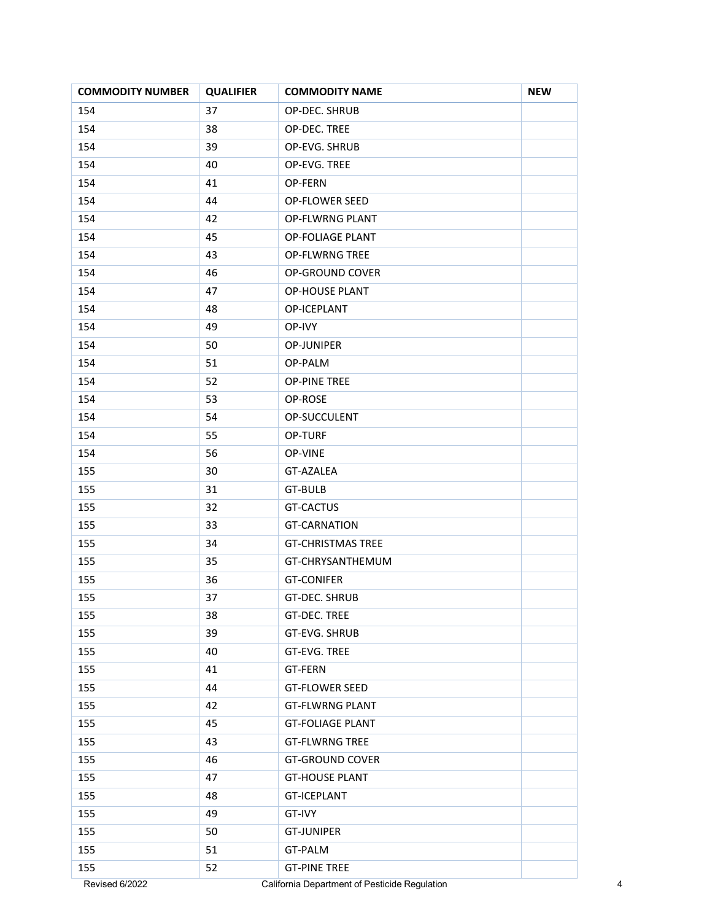| COMMODITY NUMBER | QUALIFIER | COMMODITY NAME | NEW |
|---|---|---|---|
| 154 | 37 | OP-DEC. SHRUB | |
| 154 | 38 | OP-DEC. TREE | |
| 154 | 39 | OP-EVG. SHRUB | |
| 154 | 40 | OP-EVG. TREE | |
| 154 | 41 | OP-FERN | |
| 154 | 44 | OP-FLOWER SEED | |
| 154 | 42 | OP-FLWRNG PLANT | |
| 154 | 45 | OP-FOLIAGE PLANT | |
| 154 | 43 | OP-FLWRNG TREE | |
| 154 | 46 | OP-GROUND COVER | |
| 154 | 47 | OP-HOUSE PLANT | |
| 154 | 48 | OP-ICEPLANT | |
| 154 | 49 | OP-IVY | |
| 154 | 50 | OP-JUNIPER | |
| 154 | 51 | OP-PALM | |
| 154 | 52 | OP-PINE TREE | |
| 154 | 53 | OP-ROSE | |
| 154 | 54 | OP-SUCCULENT | |
| 154 | 55 | OP-TURF | |
| 154 | 56 | OP-VINE | |
| 155 | 30 | GT-AZALEA | |
| 155 | 31 | GT-BULB | |
| 155 | 32 | GT-CACTUS | |
| 155 | 33 | GT-CARNATION | |
| 155 | 34 | GT-CHRISTMAS TREE | |
| 155 | 35 | GT-CHRYSANTHEMUM | |
| 155 | 36 | GT-CONIFER | |
| 155 | 37 | GT-DEC. SHRUB | |
| 155 | 38 | GT-DEC. TREE | |
| 155 | 39 | GT-EVG. SHRUB | |
| 155 | 40 | GT-EVG. TREE | |
| 155 | 41 | GT-FERN | |
| 155 | 44 | GT-FLOWER SEED | |
| 155 | 42 | GT-FLWRNG PLANT | |
| 155 | 45 | GT-FOLIAGE PLANT | |
| 155 | 43 | GT-FLWRNG TREE | |
| 155 | 46 | GT-GROUND COVER | |
| 155 | 47 | GT-HOUSE PLANT | |
| 155 | 48 | GT-ICEPLANT | |
| 155 | 49 | GT-IVY | |
| 155 | 50 | GT-JUNIPER | |
| 155 | 51 | GT-PALM | |
| 155 | 52 | GT-PINE TREE | |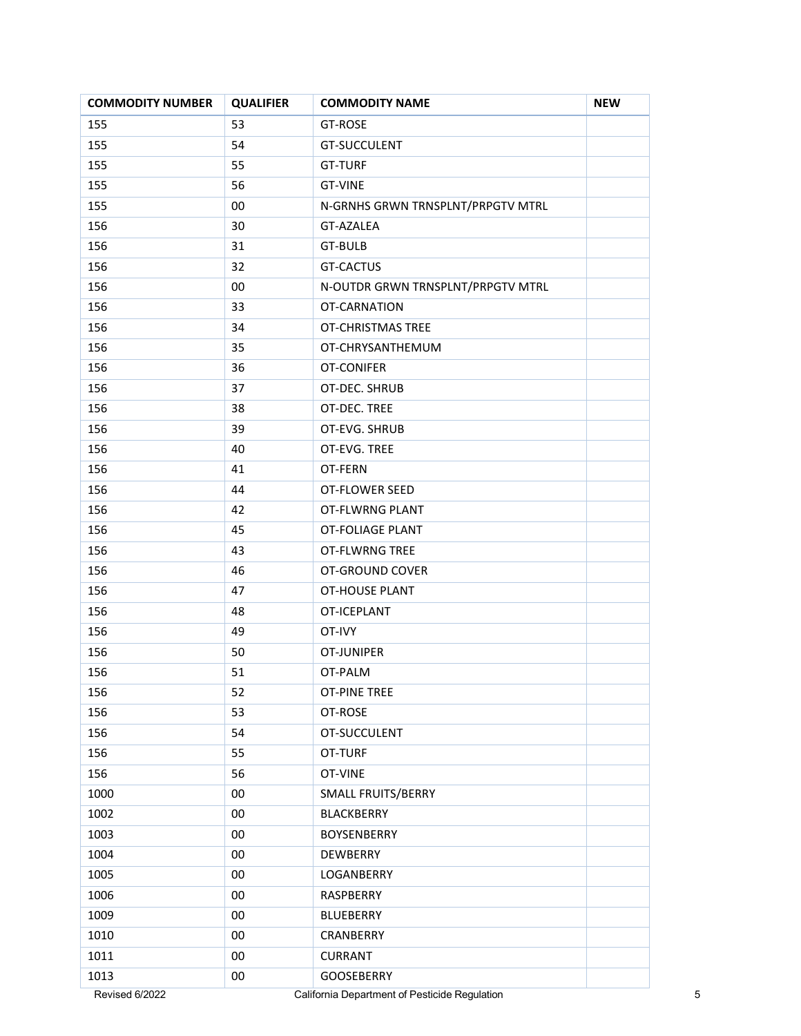| COMMODITY NUMBER | QUALIFIER | COMMODITY NAME | NEW |
|---|---|---|---|
| 155 | 53 | GT-ROSE | |
| 155 | 54 | GT-SUCCULENT | |
| 155 | 55 | GT-TURF | |
| 155 | 56 | GT-VINE | |
| 155 | 00 | N-GRNHS GRWN TRNSPLNT/PRPGTV MTRL | |
| 156 | 30 | GT-AZALEA | |
| 156 | 31 | GT-BULB | |
| 156 | 32 | GT-CACTUS | |
| 156 | 00 | N-OUTDR GRWN TRNSPLNT/PRPGTV MTRL | |
| 156 | 33 | OT-CARNATION | |
| 156 | 34 | OT-CHRISTMAS TREE | |
| 156 | 35 | OT-CHRYSANTHEMUM | |
| 156 | 36 | OT-CONIFER | |
| 156 | 37 | OT-DEC. SHRUB | |
| 156 | 38 | OT-DEC. TREE | |
| 156 | 39 | OT-EVG. SHRUB | |
| 156 | 40 | OT-EVG. TREE | |
| 156 | 41 | OT-FERN | |
| 156 | 44 | OT-FLOWER SEED | |
| 156 | 42 | OT-FLWRNG PLANT | |
| 156 | 45 | OT-FOLIAGE PLANT | |
| 156 | 43 | OT-FLWRNG TREE | |
| 156 | 46 | OT-GROUND COVER | |
| 156 | 47 | OT-HOUSE PLANT | |
| 156 | 48 | OT-ICEPLANT | |
| 156 | 49 | OT-IVY | |
| 156 | 50 | OT-JUNIPER | |
| 156 | 51 | OT-PALM | |
| 156 | 52 | OT-PINE TREE | |
| 156 | 53 | OT-ROSE | |
| 156 | 54 | OT-SUCCULENT | |
| 156 | 55 | OT-TURF | |
| 156 | 56 | OT-VINE | |
| 1000 | 00 | SMALL FRUITS/BERRY | |
| 1002 | 00 | BLACKBERRY | |
| 1003 | 00 | BOYSENBERRY | |
| 1004 | 00 | DEWBERRY | |
| 1005 | 00 | LOGANBERRY | |
| 1006 | 00 | RASPBERRY | |
| 1009 | 00 | BLUEBERRY | |
| 1010 | 00 | CRANBERRY | |
| 1011 | 00 | CURRANT | |
| 1013 | 00 | GOOSEBERRY | |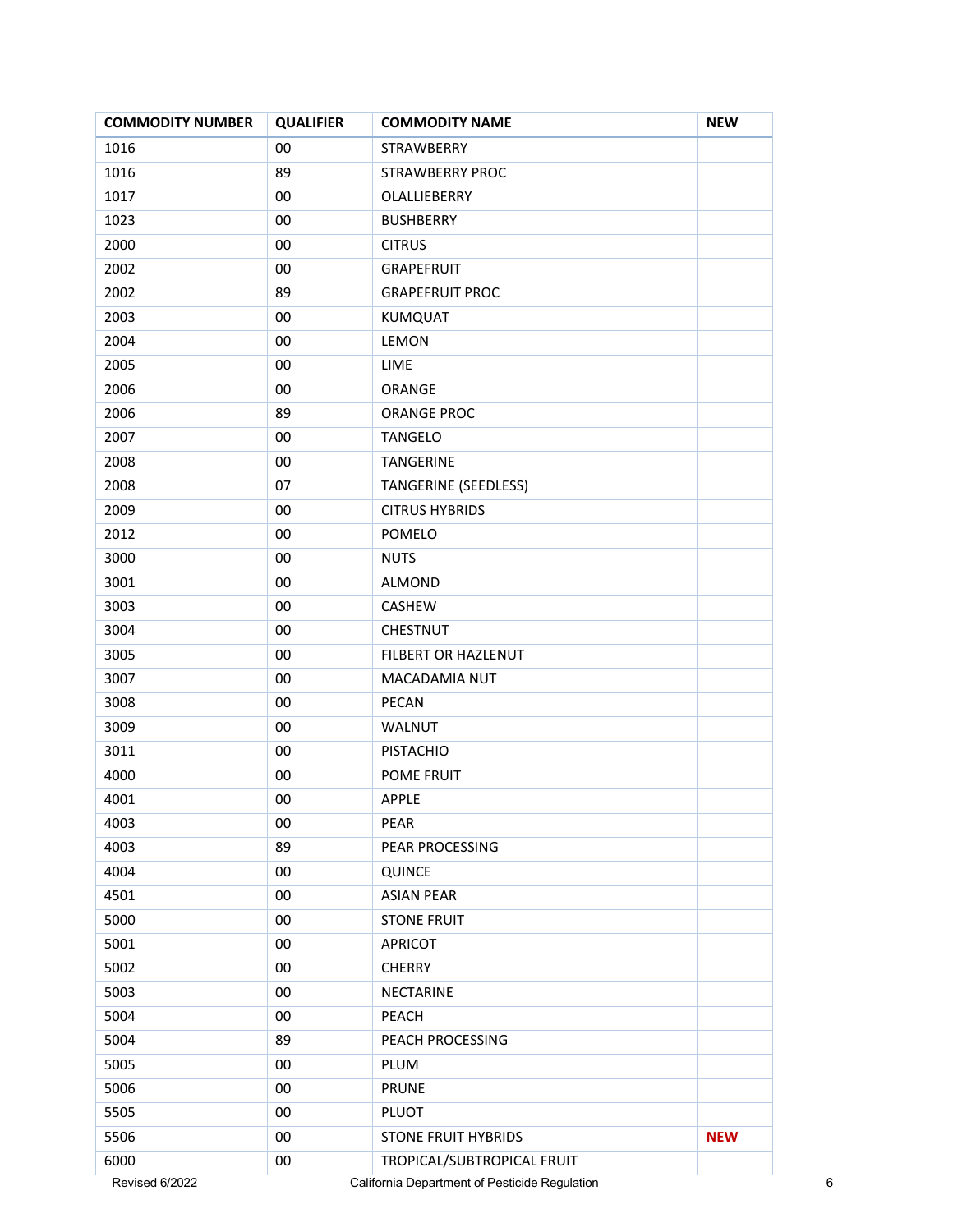| COMMODITY NUMBER | QUALIFIER | COMMODITY NAME | NEW |
|---|---|---|---|
| 1016 | 00 | STRAWBERRY | |
| 1016 | 89 | STRAWBERRY PROC | |
| 1017 | 00 | OLALLIEBERRY | |
| 1023 | 00 | BUSHBERRY | |
| 2000 | 00 | CITRUS | |
| 2002 | 00 | GRAPEFRUIT | |
| 2002 | 89 | GRAPEFRUIT PROC | |
| 2003 | 00 | KUMQUAT | |
| 2004 | 00 | LEMON | |
| 2005 | 00 | LIME | |
| 2006 | 00 | ORANGE | |
| 2006 | 89 | ORANGE PROC | |
| 2007 | 00 | TANGELO | |
| 2008 | 00 | TANGERINE | |
| 2008 | 07 | TANGERINE (SEEDLESS) | |
| 2009 | 00 | CITRUS HYBRIDS | |
| 2012 | 00 | POMELO | |
| 3000 | 00 | NUTS | |
| 3001 | 00 | ALMOND | |
| 3003 | 00 | CASHEW | |
| 3004 | 00 | CHESTNUT | |
| 3005 | 00 | FILBERT OR HAZLENUT | |
| 3007 | 00 | MACADAMIA NUT | |
| 3008 | 00 | PECAN | |
| 3009 | 00 | WALNUT | |
| 3011 | 00 | PISTACHIO | |
| 4000 | 00 | POME FRUIT | |
| 4001 | 00 | APPLE | |
| 4003 | 00 | PEAR | |
| 4003 | 89 | PEAR PROCESSING | |
| 4004 | 00 | QUINCE | |
| 4501 | 00 | ASIAN PEAR | |
| 5000 | 00 | STONE FRUIT | |
| 5001 | 00 | APRICOT | |
| 5002 | 00 | CHERRY | |
| 5003 | 00 | NECTARINE | |
| 5004 | 00 | PEACH | |
| 5004 | 89 | PEACH PROCESSING | |
| 5005 | 00 | PLUM | |
| 5006 | 00 | PRUNE | |
| 5505 | 00 | PLUOT | |
| 5506 | 00 | STONE FRUIT HYBRIDS | **NEW** |
| 6000 | 00 | TROPICAL/SUBTROPICAL FRUIT | |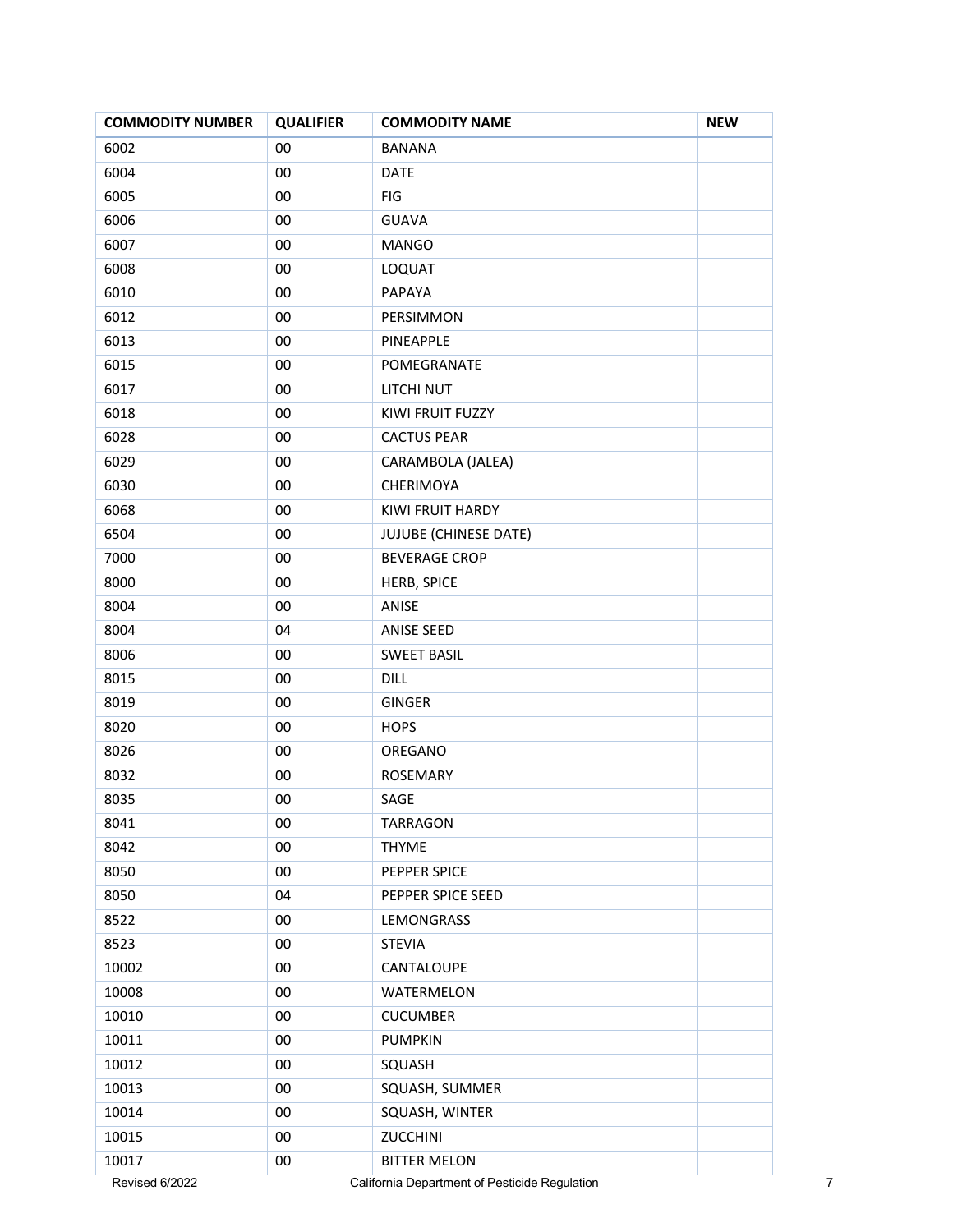| COMMODITY NUMBER | QUALIFIER | COMMODITY NAME | NEW |
|---|---|---|---|
| 6002 | 00 | BANANA | |
| 6004 | 00 | DATE | |
| 6005 | 00 | FIG | |
| 6006 | 00 | GUAVA | |
| 6007 | 00 | MANGO | |
| 6008 | 00 | LOQUAT | |
| 6010 | 00 | PAPAYA | |
| 6012 | 00 | PERSIMMON | |
| 6013 | 00 | PINEAPPLE | |
| 6015 | 00 | POMEGRANATE | |
| 6017 | 00 | LITCHI NUT | |
| 6018 | 00 | KIWI FRUIT FUZZY | |
| 6028 | 00 | CACTUS PEAR | |
| 6029 | 00 | CARAMBOLA (JALEA) | |
| 6030 | 00 | CHERIMOYA | |
| 6068 | 00 | KIWI FRUIT HARDY | |
| 6504 | 00 | JUJUBE (CHINESE DATE) | |
| 7000 | 00 | BEVERAGE CROP | |
| 8000 | 00 | HERB, SPICE | |
| 8004 | 00 | ANISE | |
| 8004 | 04 | ANISE SEED | |
| 8006 | 00 | SWEET BASIL | |
| 8015 | 00 | DILL | |
| 8019 | 00 | GINGER | |
| 8020 | 00 | HOPS | |
| 8026 | 00 | OREGANO | |
| 8032 | 00 | ROSEMARY | |
| 8035 | 00 | SAGE | |
| 8041 | 00 | TARRAGON | |
| 8042 | 00 | THYME | |
| 8050 | 00 | PEPPER SPICE | |
| 8050 | 04 | PEPPER SPICE SEED | |
| 8522 | 00 | LEMONGRASS | |
| 8523 | 00 | STEVIA | |
| 10002 | 00 | CANTALOUPE | |
| 10008 | 00 | WATERMELON | |
| 10010 | 00 | CUCUMBER | |
| 10011 | 00 | PUMPKIN | |
| 10012 | 00 | SQUASH | |
| 10013 | 00 | SQUASH, SUMMER | |
| 10014 | 00 | SQUASH, WINTER | |
| 10015 | 00 | ZUCCHINI | |
| 10017 | 00 | BITTER MELON | |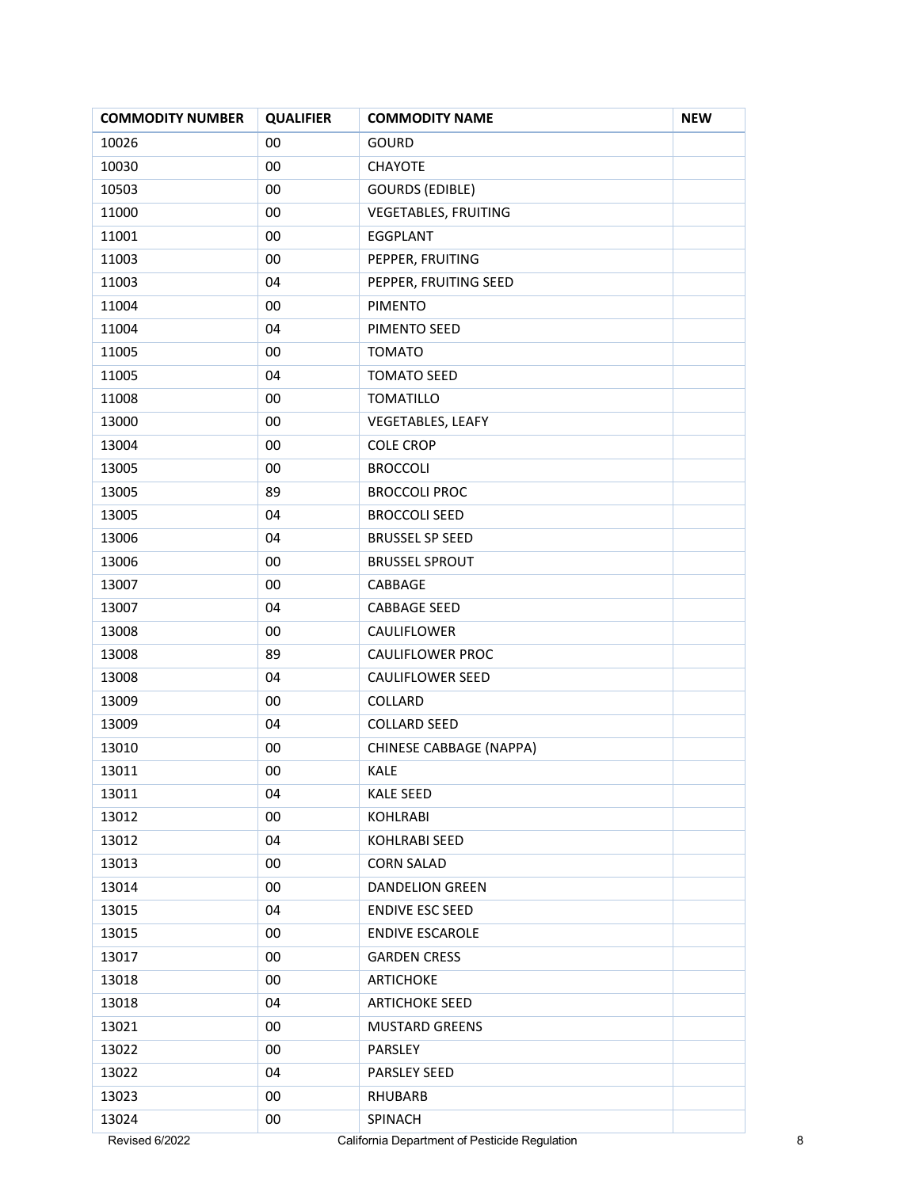| COMMODITY NUMBER | QUALIFIER | COMMODITY NAME | NEW |
|---|---|---|---|
| 10026 | 00 | GOURD | |
| 10030 | 00 | CHAYOTE | |
| 10503 | 00 | GOURDS (EDIBLE) | |
| 11000 | 00 | VEGETABLES, FRUITING | |
| 11001 | 00 | EGGPLANT | |
| 11003 | 00 | PEPPER, FRUITING | |
| 11003 | 04 | PEPPER, FRUITING SEED | |
| 11004 | 00 | PIMENTO | |
| 11004 | 04 | PIMENTO SEED | |
| 11005 | 00 | TOMATO | |
| 11005 | 04 | TOMATO SEED | |
| 11008 | 00 | TOMATILLO | |
| 13000 | 00 | VEGETABLES, LEAFY | |
| 13004 | 00 | COLE CROP | |
| 13005 | 00 | BROCCOLI | |
| 13005 | 89 | BROCCOLI PROC | |
| 13005 | 04 | BROCCOLI SEED | |
| 13006 | 04 | BRUSSEL SP SEED | |
| 13006 | 00 | BRUSSEL SPROUT | |
| 13007 | 00 | CABBAGE | |
| 13007 | 04 | CABBAGE SEED | |
| 13008 | 00 | CAULIFLOWER | |
| 13008 | 89 | CAULIFLOWER PROC | |
| 13008 | 04 | CAULIFLOWER SEED | |
| 13009 | 00 | COLLARD | |
| 13009 | 04 | COLLARD SEED | |
| 13010 | 00 | CHINESE CABBAGE (NAPPA) | |
| 13011 | 00 | KALE | |
| 13011 | 04 | KALE SEED | |
| 13012 | 00 | KOHLRABI | |
| 13012 | 04 | KOHLRABI SEED | |
| 13013 | 00 | CORN SALAD | |
| 13014 | 00 | DANDELION GREEN | |
| 13015 | 04 | ENDIVE ESC SEED | |
| 13015 | 00 | ENDIVE ESCAROLE | |
| 13017 | 00 | GARDEN CRESS | |
| 13018 | 00 | ARTICHOKE | |
| 13018 | 04 | ARTICHOKE SEED | |
| 13021 | 00 | MUSTARD GREENS | |
| 13022 | 00 | PARSLEY | |
| 13022 | 04 | PARSLEY SEED | |
| 13023 | 00 | RHUBARB | |
| 13024 | 00 | SPINACH | |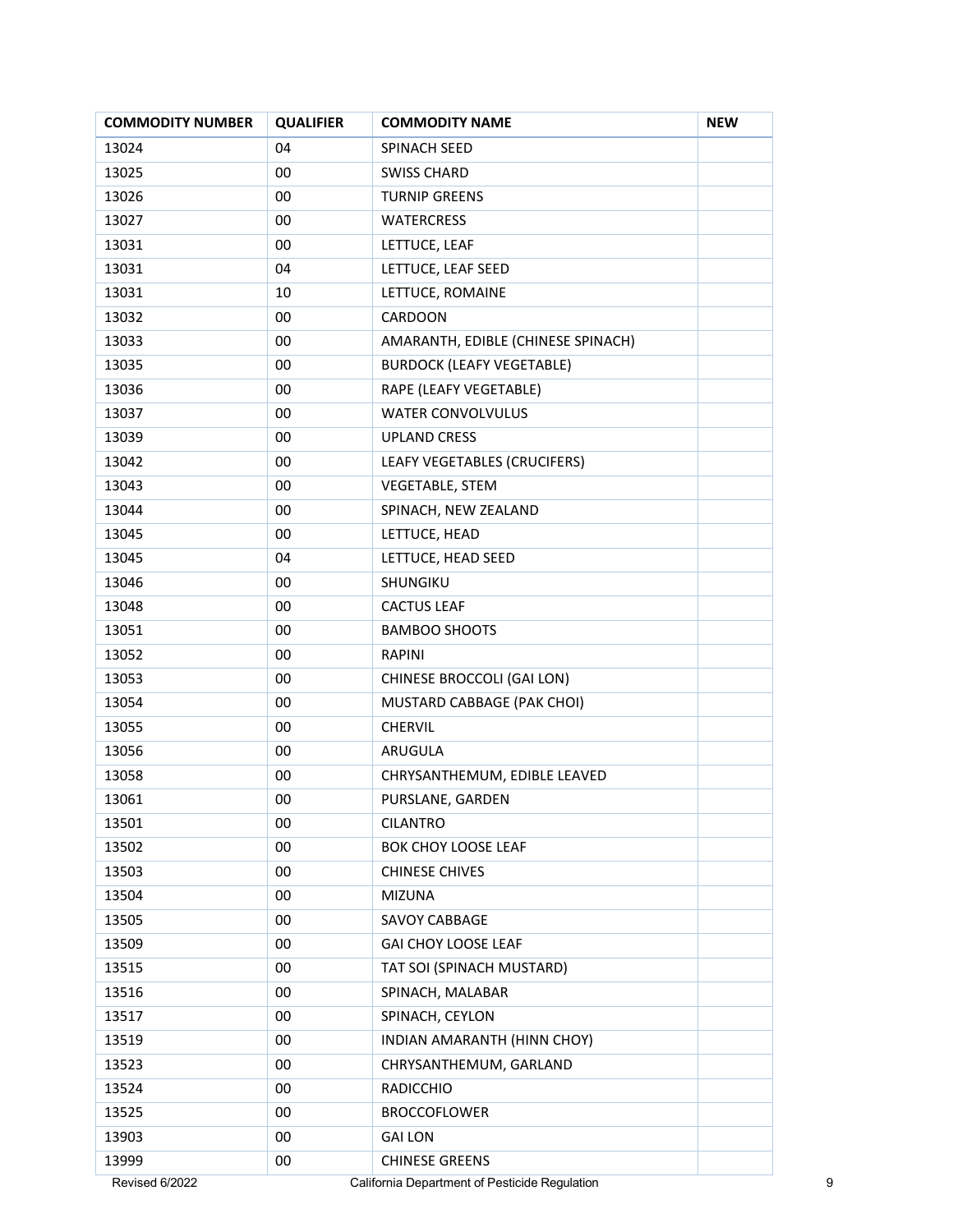| COMMODITY NUMBER | QUALIFIER | COMMODITY NAME | NEW |
|---|---|---|---|
| 13024 | 04 | SPINACH SEED | |
| 13025 | 00 | SWISS CHARD | |
| 13026 | 00 | TURNIP GREENS | |
| 13027 | 00 | WATERCRESS | |
| 13031 | 00 | LETTUCE, LEAF | |
| 13031 | 04 | LETTUCE, LEAF SEED | |
| 13031 | 10 | LETTUCE, ROMAINE | |
| 13032 | 00 | CARDOON | |
| 13033 | 00 | AMARANTH, EDIBLE (CHINESE SPINACH) | |
| 13035 | 00 | BURDOCK (LEAFY VEGETABLE) | |
| 13036 | 00 | RAPE (LEAFY VEGETABLE) | |
| 13037 | 00 | WATER CONVOLVULUS | |
| 13039 | 00 | UPLAND CRESS | |
| 13042 | 00 | LEAFY VEGETABLES (CRUCIFERS) | |
| 13043 | 00 | VEGETABLE, STEM | |
| 13044 | 00 | SPINACH, NEW ZEALAND | |
| 13045 | 00 | LETTUCE, HEAD | |
| 13045 | 04 | LETTUCE, HEAD SEED | |
| 13046 | 00 | SHUNGIKU | |
| 13048 | 00 | CACTUS LEAF | |
| 13051 | 00 | BAMBOO SHOOTS | |
| 13052 | 00 | RAPINI | |
| 13053 | 00 | CHINESE BROCCOLI (GAI LON) | |
| 13054 | 00 | MUSTARD CABBAGE (PAK CHOI) | |
| 13055 | 00 | CHERVIL | |
| 13056 | 00 | ARUGULA | |
| 13058 | 00 | CHRYSANTHEMUM, EDIBLE LEAVED | |
| 13061 | 00 | PURSLANE, GARDEN | |
| 13501 | 00 | CILANTRO | |
| 13502 | 00 | BOK CHOY LOOSE LEAF | |
| 13503 | 00 | CHINESE CHIVES | |
| 13504 | 00 | MIZUNA | |
| 13505 | 00 | SAVOY CABBAGE | |
| 13509 | 00 | GAI CHOY LOOSE LEAF | |
| 13515 | 00 | TAT SOI (SPINACH MUSTARD) | |
| 13516 | 00 | SPINACH, MALABAR | |
| 13517 | 00 | SPINACH, CEYLON | |
| 13519 | 00 | INDIAN AMARANTH (HINN CHOY) | |
| 13523 | 00 | CHRYSANTHEMUM, GARLAND | |
| 13524 | 00 | RADICCHIO | |
| 13525 | 00 | BROCCOFLOWER | |
| 13903 | 00 | GAI LON | |
| 13999 | 00 | CHINESE GREENS | |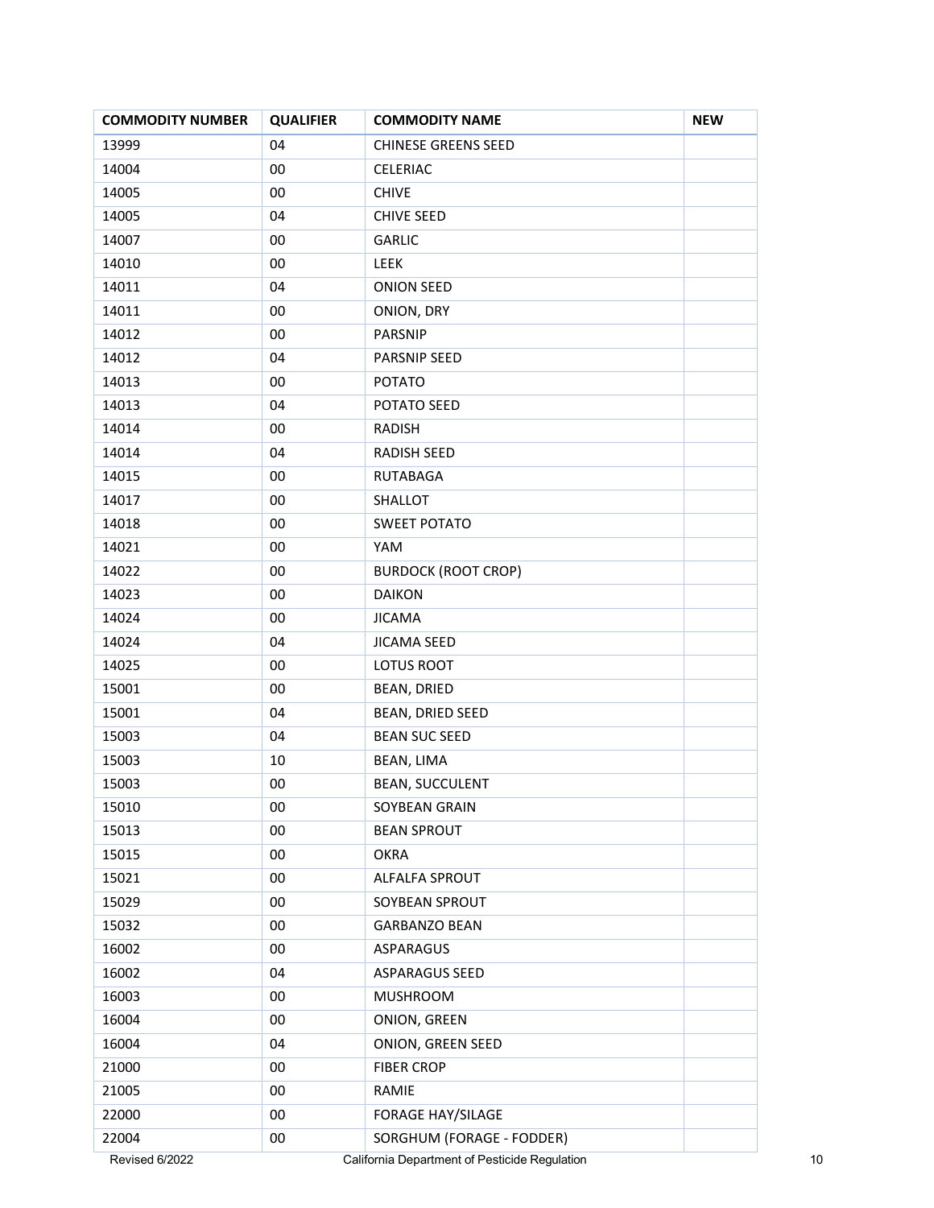| COMMODITY NUMBER | QUALIFIER | COMMODITY NAME | NEW |
|---|---|---|---|
| 13999 | 04 | CHINESE GREENS SEED | |
| 14004 | 00 | CELERIAC | |
| 14005 | 00 | CHIVE | |
| 14005 | 04 | CHIVE SEED | |
| 14007 | 00 | GARLIC | |
| 14010 | 00 | LEEK | |
| 14011 | 04 | ONION SEED | |
| 14011 | 00 | ONION, DRY | |
| 14012 | 00 | PARSNIP | |
| 14012 | 04 | PARSNIP SEED | |
| 14013 | 00 | POTATO | |
| 14013 | 04 | POTATO SEED | |
| 14014 | 00 | RADISH | |
| 14014 | 04 | RADISH SEED | |
| 14015 | 00 | RUTABAGA | |
| 14017 | 00 | SHALLOT | |
| 14018 | 00 | SWEET POTATO | |
| 14021 | 00 | YAM | |
| 14022 | 00 | BURDOCK (ROOT CROP) | |
| 14023 | 00 | DAIKON | |
| 14024 | 00 | JICAMA | |
| 14024 | 04 | JICAMA SEED | |
| 14025 | 00 | LOTUS ROOT | |
| 15001 | 00 | BEAN, DRIED | |
| 15001 | 04 | BEAN, DRIED SEED | |
| 15003 | 04 | BEAN SUC SEED | |
| 15003 | 10 | BEAN, LIMA | |
| 15003 | 00 | BEAN, SUCCULENT | |
| 15010 | 00 | SOYBEAN GRAIN | |
| 15013 | 00 | BEAN SPROUT | |
| 15015 | 00 | OKRA | |
| 15021 | 00 | ALFALFA SPROUT | |
| 15029 | 00 | SOYBEAN SPROUT | |
| 15032 | 00 | GARBANZO BEAN | |
| 16002 | 00 | ASPARAGUS | |
| 16002 | 04 | ASPARAGUS SEED | |
| 16003 | 00 | MUSHROOM | |
| 16004 | 00 | ONION, GREEN | |
| 16004 | 04 | ONION, GREEN SEED | |
| 21000 | 00 | FIBER CROP | |
| 21005 | 00 | RAMIE | |
| 22000 | 00 | FORAGE HAY/SILAGE | |
| 22004 | 00 | SORGHUM (FORAGE - FODDER) | |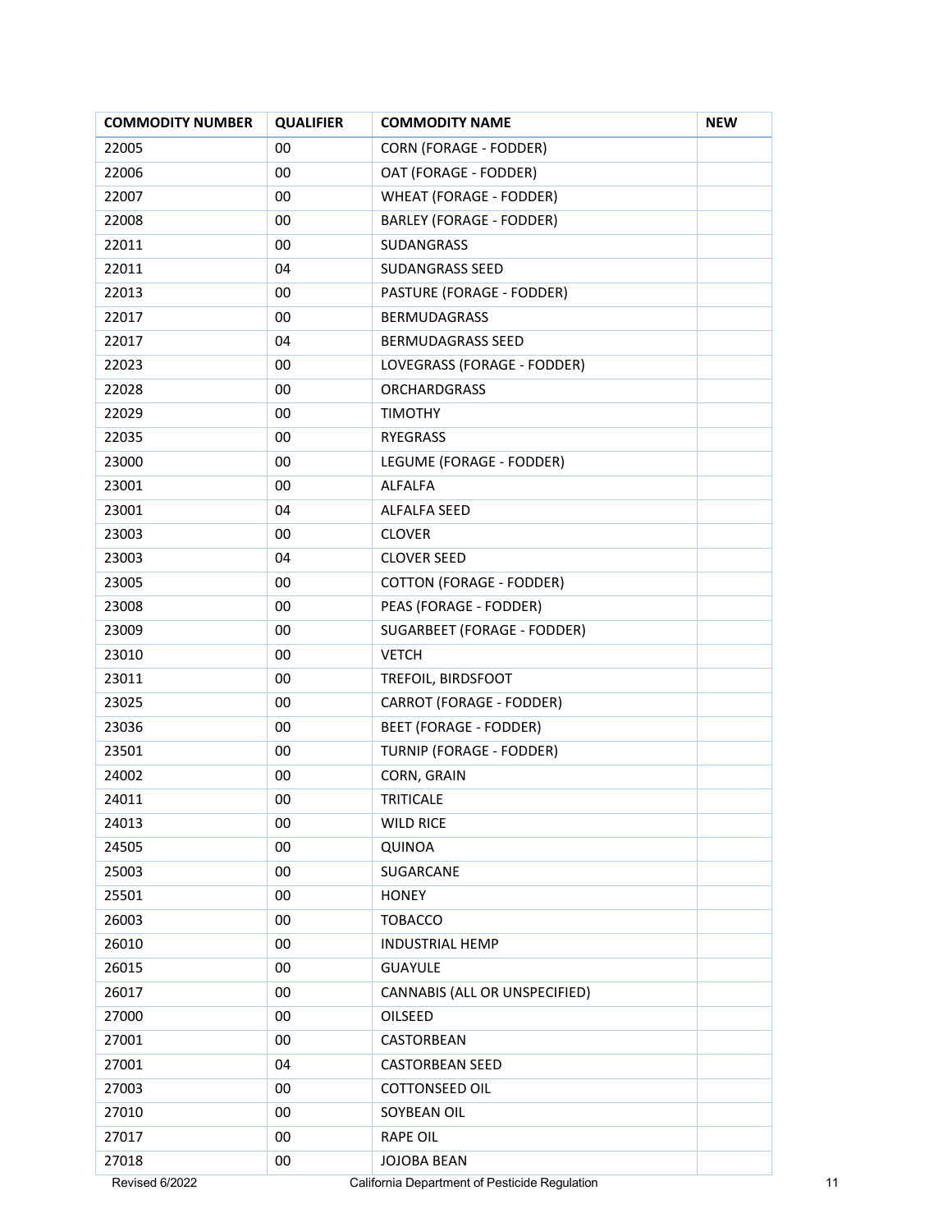| COMMODITY NUMBER | QUALIFIER | COMMODITY NAME | NEW |
|---|---|---|---|
| 22005 | 00 | CORN (FORAGE - FODDER) | |
| 22006 | 00 | OAT (FORAGE - FODDER) | |
| 22007 | 00 | WHEAT (FORAGE - FODDER) | |
| 22008 | 00 | BARLEY (FORAGE - FODDER) | |
| 22011 | 00 | SUDANGRASS | |
| 22011 | 04 | SUDANGRASS SEED | |
| 22013 | 00 | PASTURE (FORAGE - FODDER) | |
| 22017 | 00 | BERMUDAGRASS | |
| 22017 | 04 | BERMUDAGRASS SEED | |
| 22023 | 00 | LOVEGRASS (FORAGE - FODDER) | |
| 22028 | 00 | ORCHARDGRASS | |
| 22029 | 00 | TIMOTHY | |
| 22035 | 00 | RYEGRASS | |
| 23000 | 00 | LEGUME (FORAGE - FODDER) | |
| 23001 | 00 | ALFALFA | |
| 23001 | 04 | ALFALFA SEED | |
| 23003 | 00 | CLOVER | |
| 23003 | 04 | CLOVER SEED | |
| 23005 | 00 | COTTON (FORAGE - FODDER) | |
| 23008 | 00 | PEAS (FORAGE - FODDER) | |
| 23009 | 00 | SUGARBEET (FORAGE - FODDER) | |
| 23010 | 00 | VETCH | |
| 23011 | 00 | TREFOIL, BIRDSFOOT | |
| 23025 | 00 | CARROT (FORAGE - FODDER) | |
| 23036 | 00 | BEET (FORAGE - FODDER) | |
| 23501 | 00 | TURNIP (FORAGE - FODDER) | |
| 24002 | 00 | CORN, GRAIN | |
| 24011 | 00 | TRITICALE | |
| 24013 | 00 | WILD RICE | |
| 24505 | 00 | QUINOA | |
| 25003 | 00 | SUGARCANE | |
| 25501 | 00 | HONEY | |
| 26003 | 00 | TOBACCO | |
| 26010 | 00 | INDUSTRIAL HEMP | |
| 26015 | 00 | GUAYULE | |
| 26017 | 00 | CANNABIS (ALL OR UNSPECIFIED) | |
| 27000 | 00 | OILSEED | |
| 27001 | 00 | CASTORBEAN | |
| 27001 | 04 | CASTORBEAN SEED | |
| 27003 | 00 | COTTONSEED OIL | |
| 27010 | 00 | SOYBEAN OIL | |
| 27017 | 00 | RAPE OIL | |
| 27018 | 00 | JOJOBA BEAN | |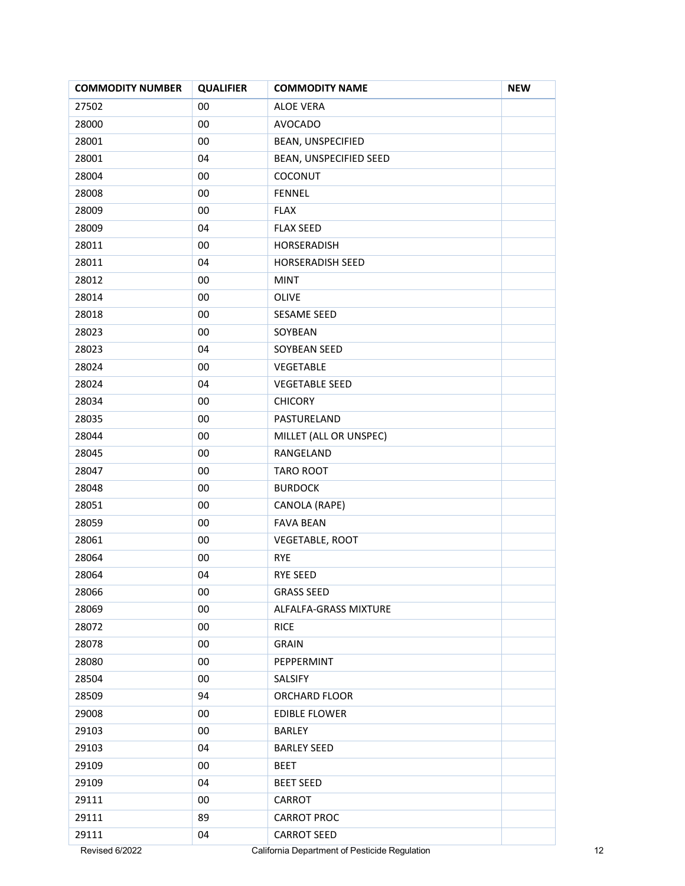| COMMODITY NUMBER | QUALIFIER | COMMODITY NAME | NEW |
|---|---|---|---|
| 27502 | 00 | ALOE VERA | |
| 28000 | 00 | AVOCADO | |
| 28001 | 00 | BEAN, UNSPECIFIED | |
| 28001 | 04 | BEAN, UNSPECIFIED SEED | |
| 28004 | 00 | COCONUT | |
| 28008 | 00 | FENNEL | |
| 28009 | 00 | FLAX | |
| 28009 | 04 | FLAX SEED | |
| 28011 | 00 | HORSERADISH | |
| 28011 | 04 | HORSERADISH SEED | |
| 28012 | 00 | MINT | |
| 28014 | 00 | OLIVE | |
| 28018 | 00 | SESAME SEED | |
| 28023 | 00 | SOYBEAN | |
| 28023 | 04 | SOYBEAN SEED | |
| 28024 | 00 | VEGETABLE | |
| 28024 | 04 | VEGETABLE SEED | |
| 28034 | 00 | CHICORY | |
| 28035 | 00 | PASTURELAND | |
| 28044 | 00 | MILLET (ALL OR UNSPEC) | |
| 28045 | 00 | RANGELAND | |
| 28047 | 00 | TARO ROOT | |
| 28048 | 00 | BURDOCK | |
| 28051 | 00 | CANOLA (RAPE) | |
| 28059 | 00 | FAVA BEAN | |
| 28061 | 00 | VEGETABLE, ROOT | |
| 28064 | 00 | RYE | |
| 28064 | 04 | RYE SEED | |
| 28066 | 00 | GRASS SEED | |
| 28069 | 00 | ALFALFA-GRASS MIXTURE | |
| 28072 | 00 | RICE | |
| 28078 | 00 | GRAIN | |
| 28080 | 00 | PEPPERMINT | |
| 28504 | 00 | SALSIFY | |
| 28509 | 94 | ORCHARD FLOOR | |
| 29008 | 00 | EDIBLE FLOWER | |
| 29103 | 00 | BARLEY | |
| 29103 | 04 | BARLEY SEED | |
| 29109 | 00 | BEET | |
| 29109 | 04 | BEET SEED | |
| 29111 | 00 | CARROT | |
| 29111 | 89 | CARROT PROC | |
| 29111 | 04 | CARROT SEED | |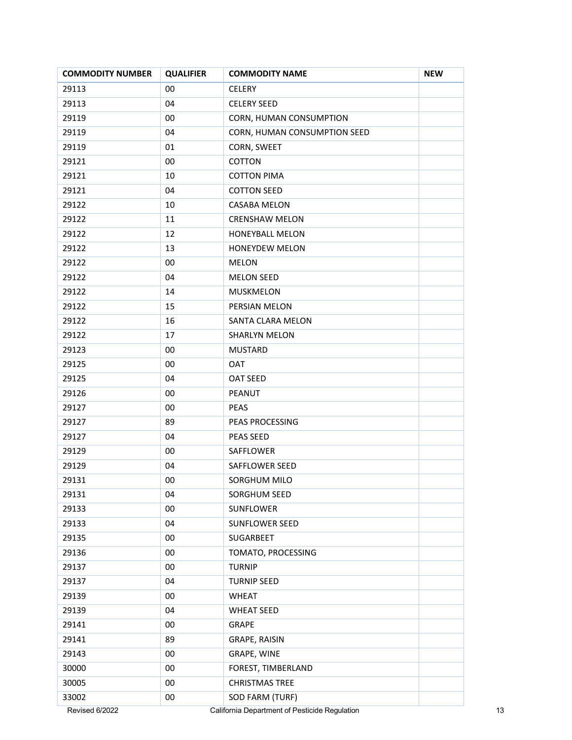| COMMODITY NUMBER | QUALIFIER | COMMODITY NAME | NEW |
|---|---|---|---|
| 29113 | 00 | CELERY | |
| 29113 | 04 | CELERY SEED | |
| 29119 | 00 | CORN, HUMAN CONSUMPTION | |
| 29119 | 04 | CORN, HUMAN CONSUMPTION SEED | |
| 29119 | 01 | CORN, SWEET | |
| 29121 | 00 | COTTON | |
| 29121 | 10 | COTTON PIMA | |
| 29121 | 04 | COTTON SEED | |
| 29122 | 10 | CASABA MELON | |
| 29122 | 11 | CRENSHAW MELON | |
| 29122 | 12 | HONEYBALL MELON | |
| 29122 | 13 | HONEYDEW MELON | |
| 29122 | 00 | MELON | |
| 29122 | 04 | MELON SEED | |
| 29122 | 14 | MUSKMELON | |
| 29122 | 15 | PERSIAN MELON | |
| 29122 | 16 | SANTA CLARA MELON | |
| 29122 | 17 | SHARLYN MELON | |
| 29123 | 00 | MUSTARD | |
| 29125 | 00 | OAT | |
| 29125 | 04 | OAT SEED | |
| 29126 | 00 | PEANUT | |
| 29127 | 00 | PEAS | |
| 29127 | 89 | PEAS PROCESSING | |
| 29127 | 04 | PEAS SEED | |
| 29129 | 00 | SAFFLOWER | |
| 29129 | 04 | SAFFLOWER SEED | |
| 29131 | 00 | SORGHUM MILO | |
| 29131 | 04 | SORGHUM SEED | |
| 29133 | 00 | SUNFLOWER | |
| 29133 | 04 | SUNFLOWER SEED | |
| 29135 | 00 | SUGARBEET | |
| 29136 | 00 | TOMATO, PROCESSING | |
| 29137 | 00 | TURNIP | |
| 29137 | 04 | TURNIP SEED | |
| 29139 | 00 | WHEAT | |
| 29139 | 04 | WHEAT SEED | |
| 29141 | 00 | GRAPE | |
| 29141 | 89 | GRAPE, RAISIN | |
| 29143 | 00 | GRAPE, WINE | |
| 30000 | 00 | FOREST, TIMBERLAND | |
| 30005 | 00 | CHRISTMAS TREE | |
| 33002 | 00 | SOD FARM (TURF) | |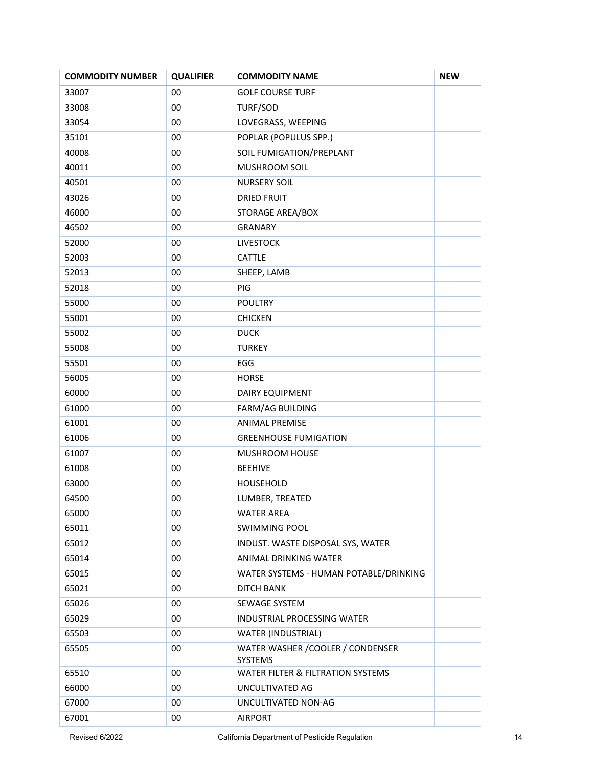| COMMODITY NUMBER | QUALIFIER | COMMODITY NAME | NEW |
|---|---|---|---|
| 33007 | 00 | GOLF COURSE TURF | |
| 33008 | 00 | TURF/SOD | |
| 33054 | 00 | LOVEGRASS, WEEPING | |
| 35101 | 00 | POPLAR (POPULUS SPP.) | |
| 40008 | 00 | SOIL FUMIGATION/PREPLANT | |
| 40011 | 00 | MUSHROOM SOIL | |
| 40501 | 00 | NURSERY SOIL | |
| 43026 | 00 | DRIED FRUIT | |
| 46000 | 00 | STORAGE AREA/BOX | |
| 46502 | 00 | GRANARY | |
| 52000 | 00 | LIVESTOCK | |
| 52003 | 00 | CATTLE | |
| 52013 | 00 | SHEEP, LAMB | |
| 52018 | 00 | PIG | |
| 55000 | 00 | POULTRY | |
| 55001 | 00 | CHICKEN | |
| 55002 | 00 | DUCK | |
| 55008 | 00 | TURKEY | |
| 55501 | 00 | EGG | |
| 56005 | 00 | HORSE | |
| 60000 | 00 | DAIRY EQUIPMENT | |
| 61000 | 00 | FARM/AG BUILDING | |
| 61001 | 00 | ANIMAL PREMISE | |
| 61006 | 00 | GREENHOUSE FUMIGATION | |
| 61007 | 00 | MUSHROOM HOUSE | |
| 61008 | 00 | BEEHIVE | |
| 63000 | 00 | HOUSEHOLD | |
| 64500 | 00 | LUMBER, TREATED | |
| 65000 | 00 | WATER AREA | |
| 65011 | 00 | SWIMMING POOL | |
| 65012 | 00 | INDUST. WASTE DISPOSAL SYS, WATER | |
| 65014 | 00 | ANIMAL DRINKING WATER | |
| 65015 | 00 | WATER SYSTEMS - HUMAN POTABLE/DRINKING | |
| 65021 | 00 | DITCH BANK | |
| 65026 | 00 | SEWAGE SYSTEM | |
| 65029 | 00 | INDUSTRIAL PROCESSING WATER | |
| 65503 | 00 | WATER (INDUSTRIAL) | |
| 65505 | 00 | WATER WASHER /COOLER / CONDENSER SYSTEMS | |
| 65510 | 00 | WATER FILTER & FILTRATION SYSTEMS | |
| 66000 | 00 | UNCULTIVATED AG | |
| 67000 | 00 | UNCULTIVATED NON-AG | |
| 67001 | 00 | AIRPORT | |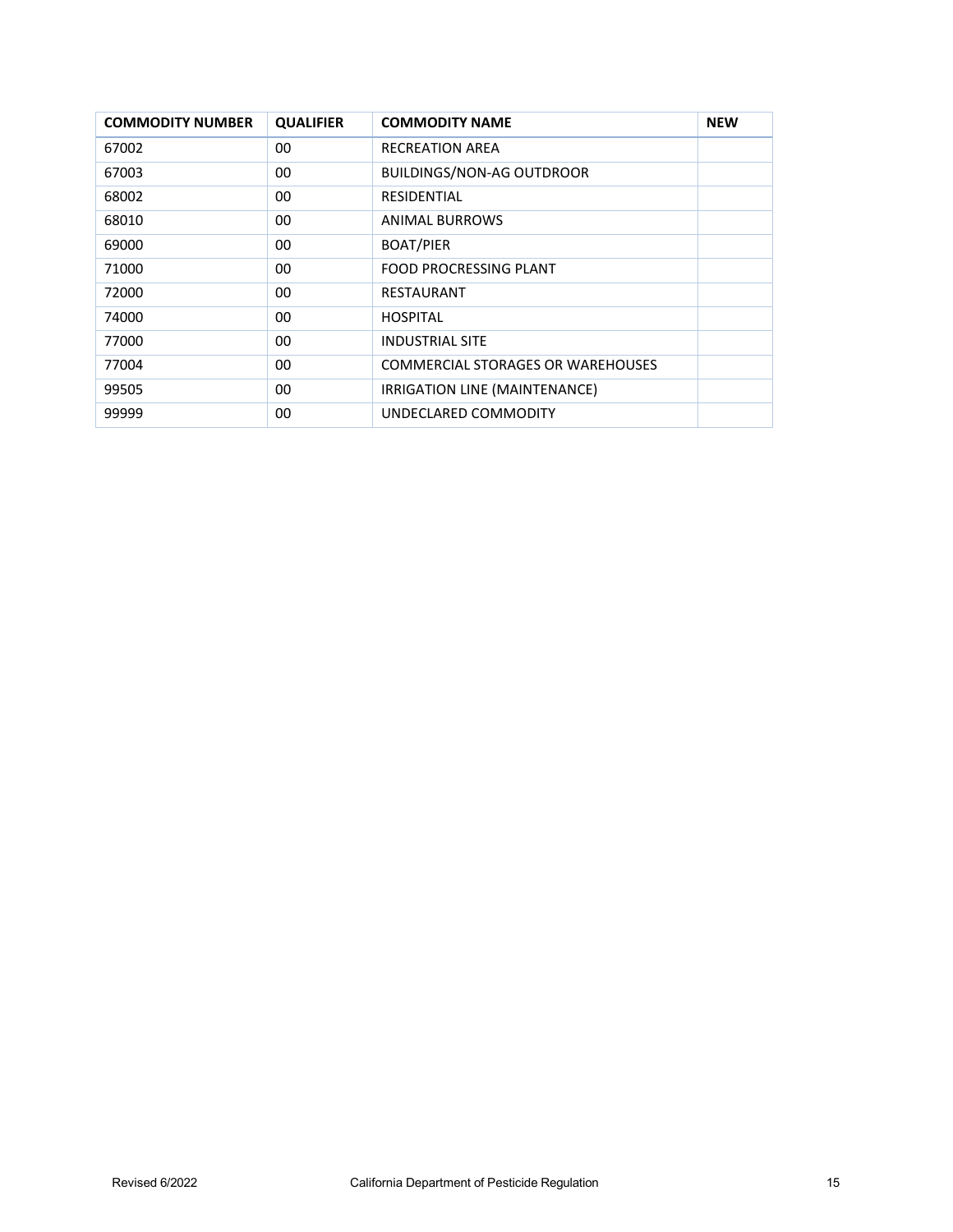| COMMODITY NUMBER | QUALIFIER | COMMODITY NAME | NEW |
|---|---|---|---|
| 67002 | 00 | RECREATION AREA | |
| 67003 | 00 | BUILDINGS/NON-AG OUTDROOR | |
| 68002 | 00 | RESIDENTIAL | |
| 68010 | 00 | ANIMAL BURROWS | |
| 69000 | 00 | BOAT/PIER | |
| 71000 | 00 | FOOD PROCRESSING PLANT | |
| 72000 | 00 | RESTAURANT | |
| 74000 | 00 | HOSPITAL | |
| 77000 | 00 | INDUSTRIAL SITE | |
| 77004 | 00 | COMMERCIAL STORAGES OR WAREHOUSES | |
| 99505 | 00 | IRRIGATION LINE (MAINTENANCE) | |
| 99999 | 00 | UNDECLARED COMMODITY | |